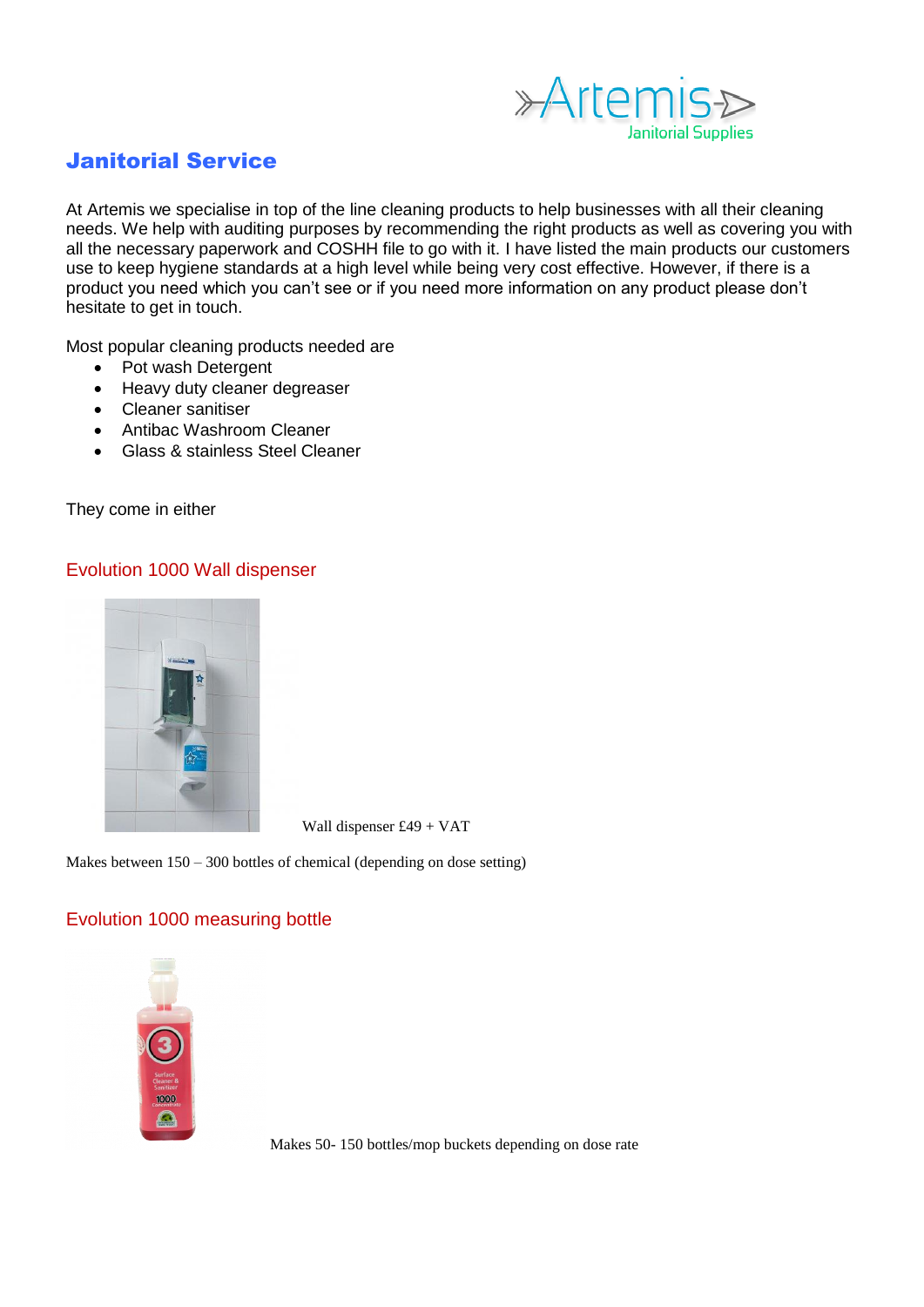# Janitorial Service

At Artemis we specialise in top of the line cleaning products to help businesses with all their cleaning needs. We help with auditing purposes by recommending the right products as well as covering you with all the necessary paperwork and COSHH file to go with it. I have listed the main products our customers use to keep hygiene standards at a high level while being very cost effective. However, if there is a product you need which you can't see or if you need more information on any product please don't hesitate to get in touch.

Most popular cleaning products needed are

- Pot wash Detergent
- Heavy duty cleaner degreaser
- Cleaner sanitiser
- Antibac Washroom Cleaner
- Glass & stainless Steel Cleaner

They come in either

## Evolution 1000 Wall dispenser

Wall dispenser £49 + VAT

Makes between 150 – 300 bottles of chemical (depending on dose setting)

## Evolution 1000 measuring bottle

Makes 50- 150 bottles/mop buckets depending on dose rate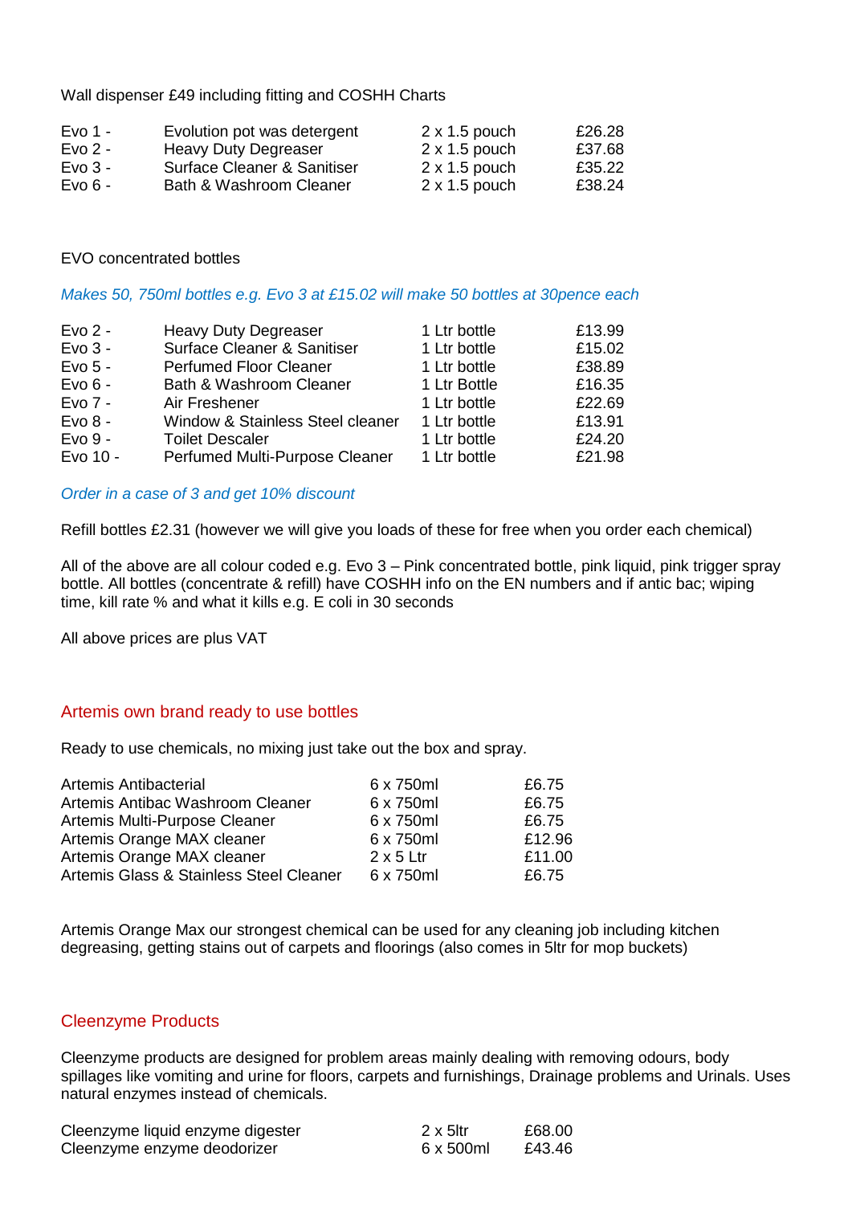Wall dispenser £49 including fitting and COSHH Charts

| | | | |
|---|---|---|---|
| Evo 1 - | Evolution pot was detergent | 2 x 1.5 pouch | £26.28 |
| Evo 2 - | Heavy Duty Degreaser | 2 x 1.5 pouch | £37.68 |
| Evo 3 - | Surface Cleaner & Sanitiser | 2 x 1.5 pouch | £35.22 |
| Evo 6 - | Bath & Washroom Cleaner | 2 x 1.5 pouch | £38.24 |

EVO concentrated bottles

*Makes 50, 750ml bottles e.g. Evo 3 at £15.02 will make 50 bottles at 30pence each*

| | | | |
|---|---|---|---|
| Evo 2 - | Heavy Duty Degreaser | 1 Ltr bottle | £13.99 |
| Evo 3 - | Surface Cleaner & Sanitiser | 1 Ltr bottle | £15.02 |
| Evo 5 - | Perfumed Floor Cleaner | 1 Ltr bottle | £38.89 |
| Evo 6 - | Bath & Washroom Cleaner | 1 Ltr Bottle | £16.35 |
| Evo 7 - | Air Freshener | 1 Ltr bottle | £22.69 |
| Evo 8 - | Window & Stainless Steel cleaner | 1 Ltr bottle | £13.91 |
| Evo 9 - | Toilet Descaler | 1 Ltr bottle | £24.20 |
| Evo 10 - | Perfumed Multi-Purpose Cleaner | 1 Ltr bottle | £21.98 |

*Order in a case of 3 and get 10% discount*

Refill bottles £2.31 (however we will give you loads of these for free when you order each chemical)

All of the above are all colour coded e.g. Evo 3 – Pink concentrated bottle, pink liquid, pink trigger spray bottle. All bottles (concentrate & refill) have COSHH info on the EN numbers and if antic bac; wiping time, kill rate % and what it kills e.g. E coli in 30 seconds

All above prices are plus VAT

## Artemis own brand ready to use bottles

Ready to use chemicals, no mixing just take out the box and spray.

| | | |
|---|---|---|
| Artemis Antibacterial | 6 x 750ml | £6.75 |
| Artemis Antibac Washroom Cleaner | 6 x 750ml | £6.75 |
| Artemis Multi-Purpose Cleaner | 6 x 750ml | £6.75 |
| Artemis Orange MAX cleaner | 6 x 750ml | £12.96 |
| Artemis Orange MAX cleaner | 2 x 5 Ltr | £11.00 |
| Artemis Glass & Stainless Steel Cleaner | 6 x 750ml | £6.75 |

Artemis Orange Max our strongest chemical can be used for any cleaning job including kitchen degreasing, getting stains out of carpets and floorings (also comes in 5ltr for mop buckets)

## Cleenzyme Products

Cleenzyme products are designed for problem areas mainly dealing with removing odours, body spillages like vomiting and urine for floors, carpets and furnishings, Drainage problems and Urinals. Uses natural enzymes instead of chemicals.

| | | |
|---|---|---|
| Cleenzyme liquid enzyme digester | 2 x 5ltr | £68.00 |
| Cleenzyme enzyme deodorizer | 6 x 500ml | £43.46 |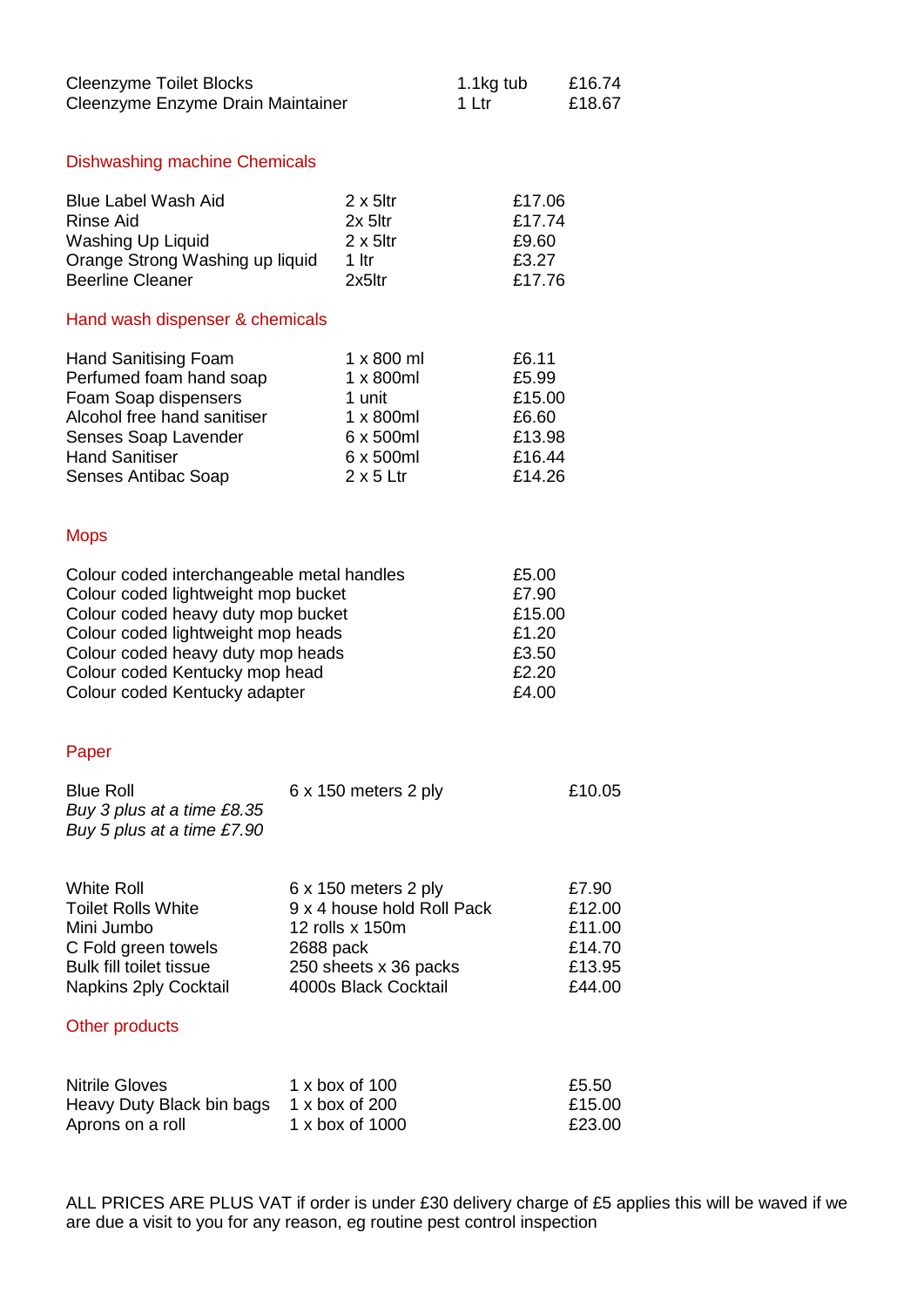| | | |
|---|---|---|
| Cleenzyme Toilet Blocks | 1.1kg tub | £16.74 |
| Cleenzyme Enzyme Drain Maintainer | 1 Ltr | £18.67 |

## Dishwashing machine Chemicals

| | | |
|---|---|---|
| Blue Label Wash Aid | 2 x 5ltr | £17.06 |
| Rinse Aid | 2x 5ltr | £17.74 |
| Washing Up Liquid | 2 x 5ltr | £9.60 |
| Orange Strong Washing up liquid | 1 ltr | £3.27 |
| Beerline Cleaner | 2x5ltr | £17.76 |

## Hand wash dispenser & chemicals

| | | |
|---|---|---|
| Hand Sanitising Foam | 1 x 800 ml | £6.11 |
| Perfumed foam hand soap | 1 x 800ml | £5.99 |
| Foam Soap dispensers | 1 unit | £15.00 |
| Alcohol free hand sanitiser | 1 x 800ml | £6.60 |
| Senses Soap Lavender | 6 x 500ml | £13.98 |
| Hand Sanitiser | 6 x 500ml | £16.44 |
| Senses Antibac Soap | 2 x 5 Ltr | £14.26 |

## Mops

| | |
|---|---|
| Colour coded interchangeable metal handles | £5.00 |
| Colour coded lightweight mop bucket | £7.90 |
| Colour coded heavy duty mop bucket | £15.00 |
| Colour coded lightweight mop heads | £1.20 |
| Colour coded heavy duty mop heads | £3.50 |
| Colour coded Kentucky mop head | £2.20 |
| Colour coded Kentucky adapter | £4.00 |

## Paper

| | | |
|---|---|---|
| Blue Roll<br>*Buy 3 plus at a time £8.35*<br>*Buy 5 plus at a time £7.90* | 6 x 150 meters 2 ply | £10.05 |
| White Roll | 6 x 150 meters 2 ply | £7.90 |
| Toilet Rolls White | 9 x 4 house hold Roll Pack | £12.00 |
| Mini Jumbo | 12 rolls x 150m | £11.00 |
| C Fold green towels | 2688 pack | £14.70 |
| Bulk fill toilet tissue | 250 sheets x 36 packs | £13.95 |
| Napkins 2ply Cocktail | 4000s Black Cocktail | £44.00 |

## Other products

| | | |
|---|---|---|
| Nitrile Gloves | 1 x box of 100 | £5.50 |
| Heavy Duty Black bin bags | 1 x box of 200 | £15.00 |
| Aprons on a roll | 1 x box of 1000 | £23.00 |

ALL PRICES ARE PLUS VAT if order is under £30 delivery charge of £5 applies this will be waved if we are due a visit to you for any reason, eg routine pest control inspection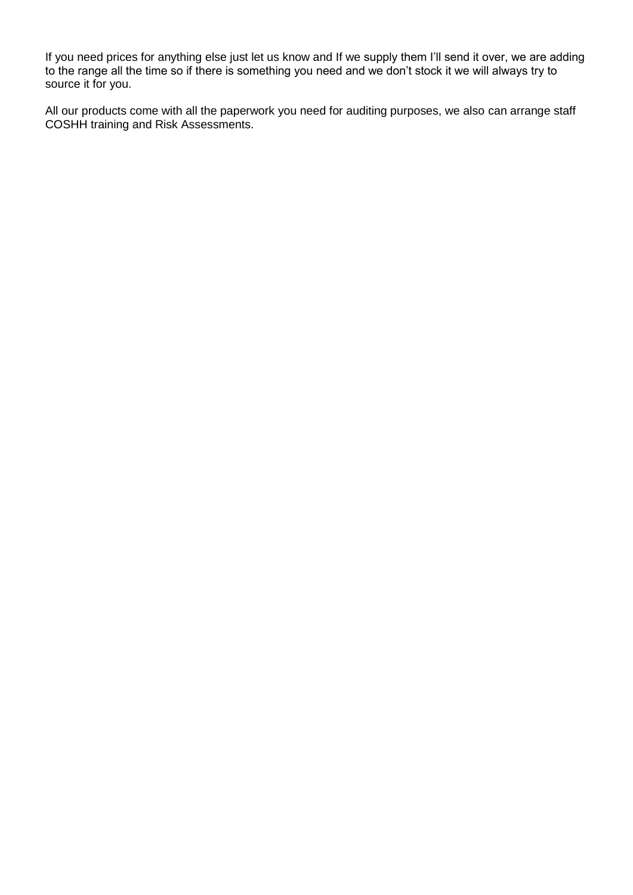If you need prices for anything else just let us know and If we supply them I'll send it over, we are adding to the range all the time so if there is something you need and we don't stock it we will always try to source it for you.

All our products come with all the paperwork you need for auditing purposes, we also can arrange staff COSHH training and Risk Assessments.